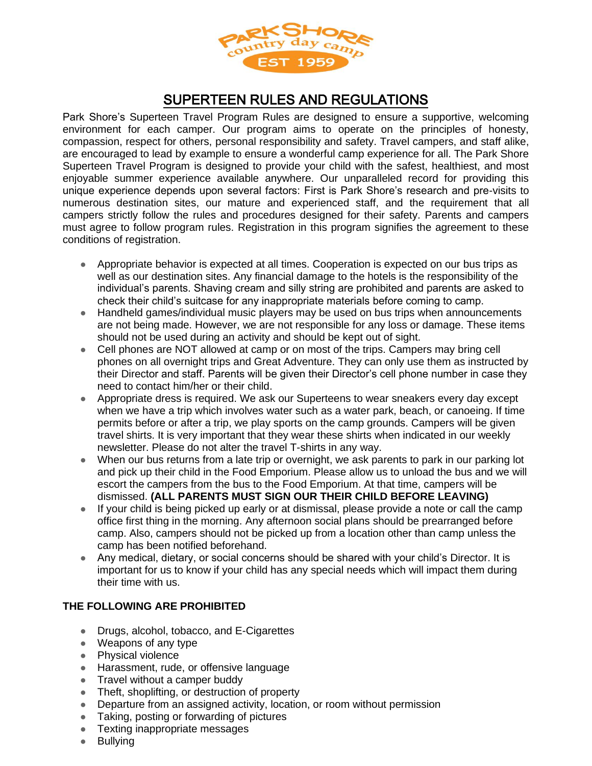# SUPERTEEN RULES AND REGULATIONS

Park Shore's Superteen Travel Program Rules are designed to ensure a supportive, welcoming environment for each camper. Our program aims to operate on the principles of honesty, compassion, respect for others, personal responsibility and safety. Travel campers, and staff alike, are encouraged to lead by example to ensure a wonderful camp experience for all. The Park Shore Superteen Travel Program is designed to provide your child with the safest, healthiest, and most enjoyable summer experience available anywhere. Our unparalleled record for providing this unique experience depends upon several factors: First is Park Shore's research and pre-visits to numerous destination sites, our mature and experienced staff, and the requirement that all campers strictly follow the rules and procedures designed for their safety. Parents and campers must agree to follow program rules. Registration in this program signifies the agreement to these conditions of registration.

- Appropriate behavior is expected at all times. Cooperation is expected on our bus trips as well as our destination sites. Any financial damage to the hotels is the responsibility of the individual's parents. Shaving cream and silly string are prohibited and parents are asked to check their child's suitcase for any inappropriate materials before coming to camp.
- Handheld games/individual music players may be used on bus trips when announcements are not being made. However, we are not responsible for any loss or damage. These items should not be used during an activity and should be kept out of sight.
- Cell phones are NOT allowed at camp or on most of the trips. Campers may bring cell phones on all overnight trips and Great Adventure. They can only use them as instructed by their Director and staff. Parents will be given their Director's cell phone number in case they need to contact him/her or their child.
- Appropriate dress is required. We ask our Superteens to wear sneakers every day except when we have a trip which involves water such as a water park, beach, or canoeing. If time permits before or after a trip, we play sports on the camp grounds. Campers will be given travel shirts. It is very important that they wear these shirts when indicated in our weekly newsletter. Please do not alter the travel T-shirts in any way.
- When our bus returns from a late trip or overnight, we ask parents to park in our parking lot and pick up their child in the Food Emporium. Please allow us to unload the bus and we will escort the campers from the bus to the Food Emporium. At that time, campers will be dismissed. **(ALL PARENTS MUST SIGN OUR THEIR CHILD BEFORE LEAVING)**
- If your child is being picked up early or at dismissal, please provide a note or call the camp office first thing in the morning. Any afternoon social plans should be prearranged before camp. Also, campers should not be picked up from a location other than camp unless the camp has been notified beforehand.
- Any medical, dietary, or social concerns should be shared with your child's Director. It is important for us to know if your child has any special needs which will impact them during their time with us.

**THE FOLLOWING ARE PROHIBITED**

- Drugs, alcohol, tobacco, and E-Cigarettes
- Weapons of any type
- Physical violence
- Harassment, rude, or offensive language
- Travel without a camper buddy
- Theft, shoplifting, or destruction of property
- Departure from an assigned activity, location, or room without permission
- Taking, posting or forwarding of pictures
- Texting inappropriate messages
- Bullying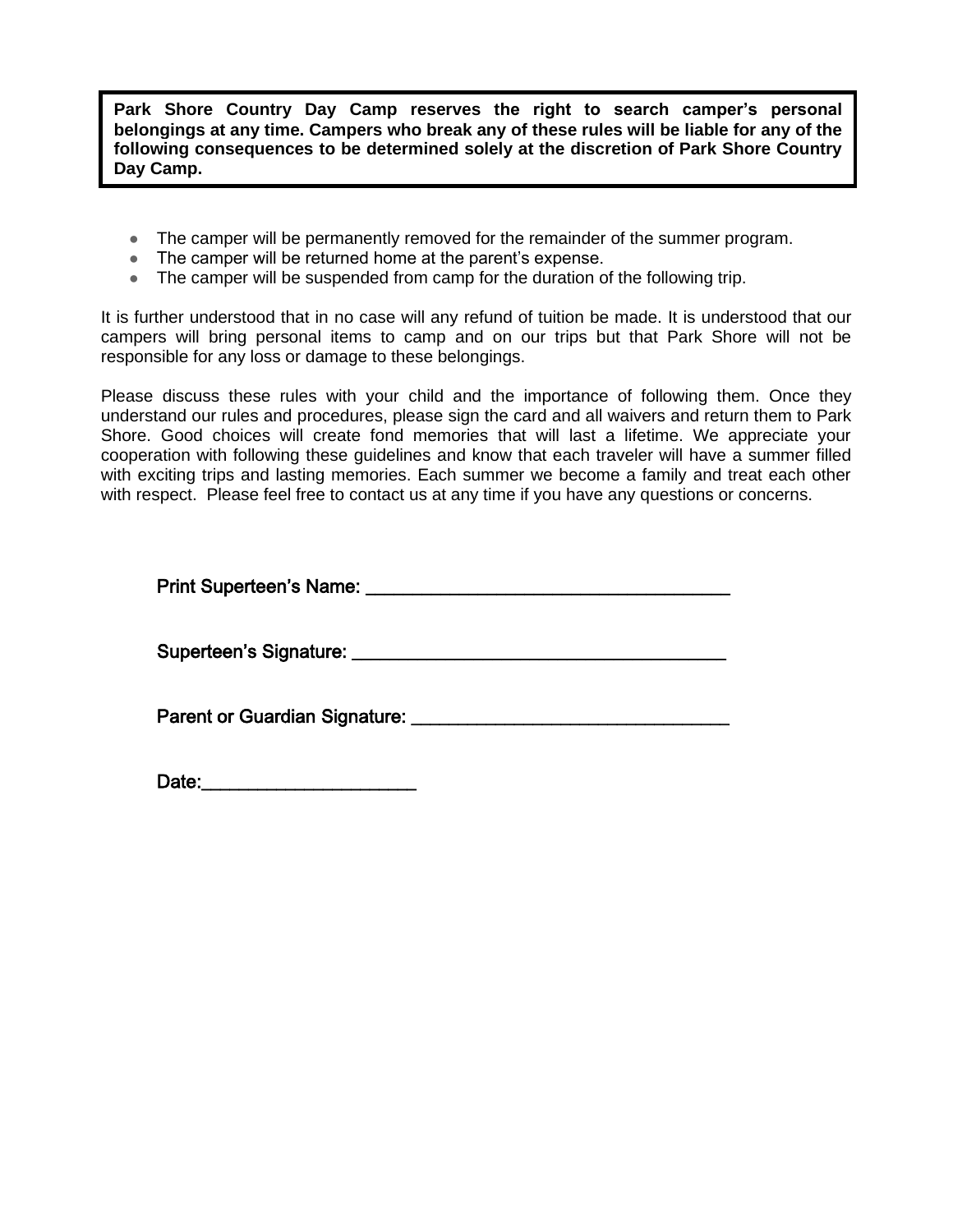**Park Shore Country Day Camp reserves the right to search camper's personal belongings at any time. Campers who break any of these rules will be liable for any of the following consequences to be determined solely at the discretion of Park Shore Country Day Camp.**

- The camper will be permanently removed for the remainder of the summer program.
- The camper will be returned home at the parent's expense.
- The camper will be suspended from camp for the duration of the following trip.

It is further understood that in no case will any refund of tuition be made. It is understood that our campers will bring personal items to camp and on our trips but that Park Shore will not be responsible for any loss or damage to these belongings.

Please discuss these rules with your child and the importance of following them. Once they understand our rules and procedures, please sign the card and all waivers and return them to Park Shore. Good choices will create fond memories that will last a lifetime. We appreciate your cooperation with following these guidelines and know that each traveler will have a summer filled with exciting trips and lasting memories. Each summer we become a family and treat each other with respect. Please feel free to contact us at any time if you have any questions or concerns.

Print Superteen's Name: ___________________________________

Superteen's Signature: ____________________________________

Parent or Guardian Signature: ______________________________

Date:_____________________